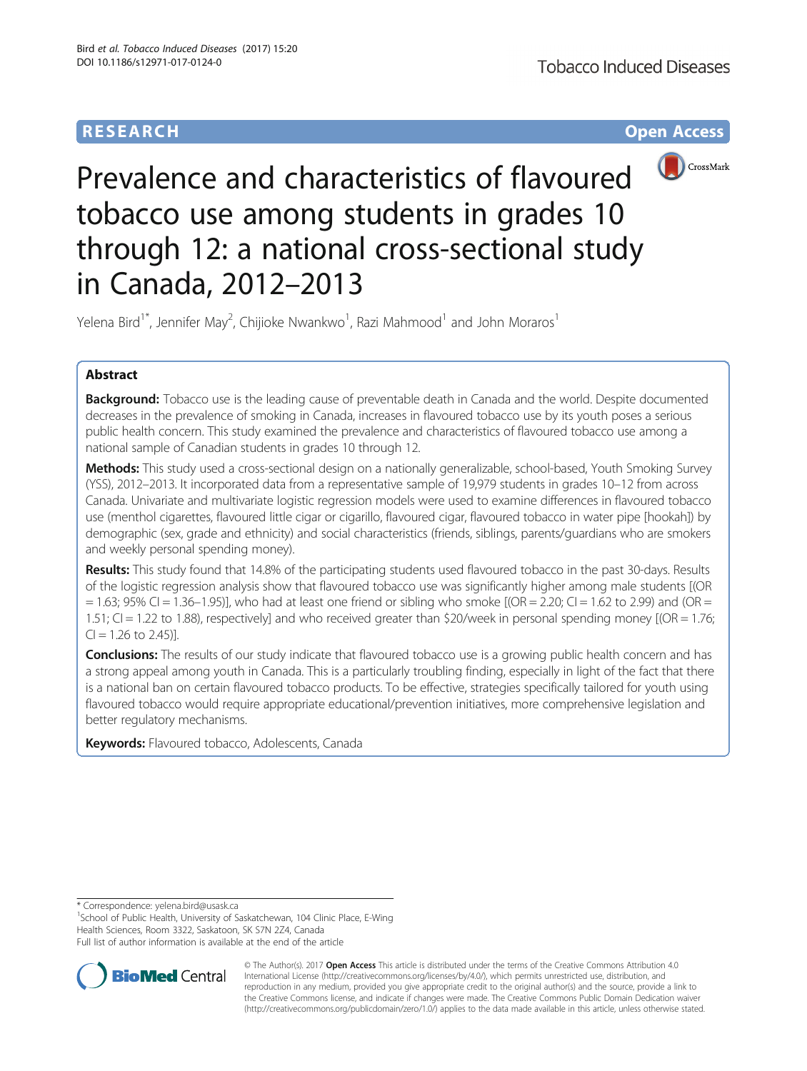**RESEARCH** **Open Access**

# Prevalence and characteristics of flavoured tobacco use among students in grades 10 through 12: a national cross-sectional study in Canada, 2012–2013

Yelena Bird[1*], Jennifer May[2], Chijioke Nwankwo[1], Razi Mahmood[1] and John Moraros[1]

## Abstract

**Background:** Tobacco use is the leading cause of preventable death in Canada and the world. Despite documented decreases in the prevalence of smoking in Canada, increases in flavoured tobacco use by its youth poses a serious public health concern. This study examined the prevalence and characteristics of flavoured tobacco use among a national sample of Canadian students in grades 10 through 12.

**Methods:** This study used a cross-sectional design on a nationally generalizable, school-based, Youth Smoking Survey (YSS), 2012–2013. It incorporated data from a representative sample of 19,979 students in grades 10–12 from across Canada. Univariate and multivariate logistic regression models were used to examine differences in flavoured tobacco use (menthol cigarettes, flavoured little cigar or cigarillo, flavoured cigar, flavoured tobacco in water pipe [hookah]) by demographic (sex, grade and ethnicity) and social characteristics (friends, siblings, parents/guardians who are smokers and weekly personal spending money).

**Results:** This study found that 14.8% of the participating students used flavoured tobacco in the past 30-days. Results of the logistic regression analysis show that flavoured tobacco use was significantly higher among male students [(OR = 1.63; 95% CI = 1.36–1.95)], who had at least one friend or sibling who smoke [(OR = 2.20; CI = 1.62 to 2.99) and (OR = 1.51; CI = 1.22 to 1.88), respectively] and who received greater than $20/week in personal spending money [(OR = 1.76; CI = 1.26 to 2.45)].

**Conclusions:** The results of our study indicate that flavoured tobacco use is a growing public health concern and has a strong appeal among youth in Canada. This is a particularly troubling finding, especially in light of the fact that there is a national ban on certain flavoured tobacco products. To be effective, strategies specifically tailored for youth using flavoured tobacco would require appropriate educational/prevention initiatives, more comprehensive legislation and better regulatory mechanisms.

**Keywords:** Flavoured tobacco, Adolescents, Canada

---

* Correspondence: yelena.bird@usask.ca

[1]School of Public Health, University of Saskatchewan, 104 Clinic Place, E-Wing Health Sciences, Room 3322, Saskatoon, SK S7N 2Z4, Canada

Full list of author information is available at the end of the article

© The Author(s). 2017 **Open Access** This article is distributed under the terms of the Creative Commons Attribution 4.0 International License (http://creativecommons.org/licenses/by/4.0/), which permits unrestricted use, distribution, and reproduction in any medium, provided you give appropriate credit to the original author(s) and the source, provide a link to the Creative Commons license, and indicate if changes were made. The Creative Commons Public Domain Dedication waiver (http://creativecommons.org/publicdomain/zero/1.0/) applies to the data made available in this article, unless otherwise stated.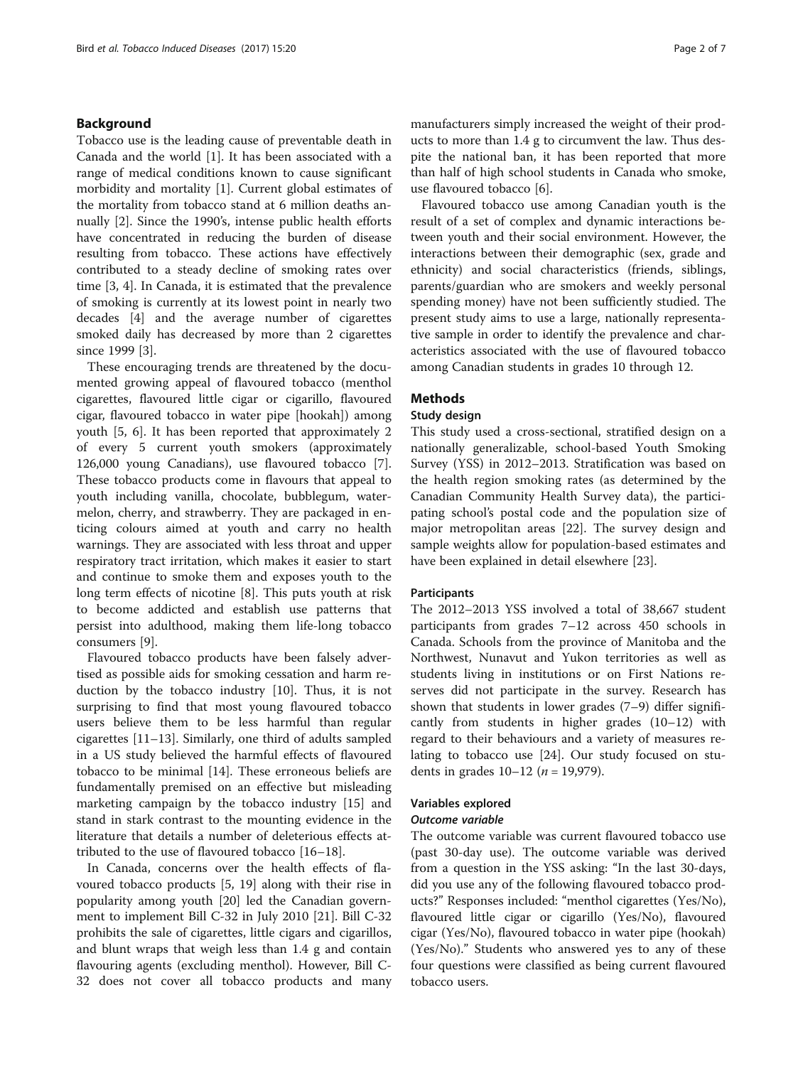## Background

Tobacco use is the leading cause of preventable death in Canada and the world [1]. It has been associated with a range of medical conditions known to cause significant morbidity and mortality [1]. Current global estimates of the mortality from tobacco stand at 6 million deaths annually [2]. Since the 1990's, intense public health efforts have concentrated in reducing the burden of disease resulting from tobacco. These actions have effectively contributed to a steady decline of smoking rates over time [3, 4]. In Canada, it is estimated that the prevalence of smoking is currently at its lowest point in nearly two decades [4] and the average number of cigarettes smoked daily has decreased by more than 2 cigarettes since 1999 [3].

These encouraging trends are threatened by the documented growing appeal of flavoured tobacco (menthol cigarettes, flavoured little cigar or cigarillo, flavoured cigar, flavoured tobacco in water pipe [hookah]) among youth [5, 6]. It has been reported that approximately 2 of every 5 current youth smokers (approximately 126,000 young Canadians), use flavoured tobacco [7]. These tobacco products come in flavours that appeal to youth including vanilla, chocolate, bubblegum, watermelon, cherry, and strawberry. They are packaged in enticing colours aimed at youth and carry no health warnings. They are associated with less throat and upper respiratory tract irritation, which makes it easier to start and continue to smoke them and exposes youth to the long term effects of nicotine [8]. This puts youth at risk to become addicted and establish use patterns that persist into adulthood, making them life-long tobacco consumers [9].

Flavoured tobacco products have been falsely advertised as possible aids for smoking cessation and harm reduction by the tobacco industry [10]. Thus, it is not surprising to find that most young flavoured tobacco users believe them to be less harmful than regular cigarettes [11–13]. Similarly, one third of adults sampled in a US study believed the harmful effects of flavoured tobacco to be minimal [14]. These erroneous beliefs are fundamentally premised on an effective but misleading marketing campaign by the tobacco industry [15] and stand in stark contrast to the mounting evidence in the literature that details a number of deleterious effects attributed to the use of flavoured tobacco [16–18].

In Canada, concerns over the health effects of flavoured tobacco products [5, 19] along with their rise in popularity among youth [20] led the Canadian government to implement Bill C-32 in July 2010 [21]. Bill C-32 prohibits the sale of cigarettes, little cigars and cigarillos, and blunt wraps that weigh less than 1.4 g and contain flavouring agents (excluding menthol). However, Bill C-32 does not cover all tobacco products and many manufacturers simply increased the weight of their products to more than 1.4 g to circumvent the law. Thus despite the national ban, it has been reported that more than half of high school students in Canada who smoke, use flavoured tobacco [6].

Flavoured tobacco use among Canadian youth is the result of a set of complex and dynamic interactions between youth and their social environment. However, the interactions between their demographic (sex, grade and ethnicity) and social characteristics (friends, siblings, parents/guardian who are smokers and weekly personal spending money) have not been sufficiently studied. The present study aims to use a large, nationally representative sample in order to identify the prevalence and characteristics associated with the use of flavoured tobacco among Canadian students in grades 10 through 12.

## Methods

### Study design

This study used a cross-sectional, stratified design on a nationally generalizable, school-based Youth Smoking Survey (YSS) in 2012–2013. Stratification was based on the health region smoking rates (as determined by the Canadian Community Health Survey data), the participating school's postal code and the population size of major metropolitan areas [22]. The survey design and sample weights allow for population-based estimates and have been explained in detail elsewhere [23].

### Participants

The 2012–2013 YSS involved a total of 38,667 student participants from grades 7–12 across 450 schools in Canada. Schools from the province of Manitoba and the Northwest, Nunavut and Yukon territories as well as students living in institutions or on First Nations reserves did not participate in the survey. Research has shown that students in lower grades (7–9) differ significantly from students in higher grades (10–12) with regard to their behaviours and a variety of measures relating to tobacco use [24]. Our study focused on students in grades 10–12 ($n$ = 19,979).

### Variables explored

#### *Outcome variable*

The outcome variable was current flavoured tobacco use (past 30-day use). The outcome variable was derived from a question in the YSS asking: "In the last 30-days, did you use any of the following flavoured tobacco products?" Responses included: "menthol cigarettes (Yes/No), flavoured little cigar or cigarillo (Yes/No), flavoured cigar (Yes/No), flavoured tobacco in water pipe (hookah) (Yes/No)." Students who answered yes to any of these four questions were classified as being current flavoured tobacco users.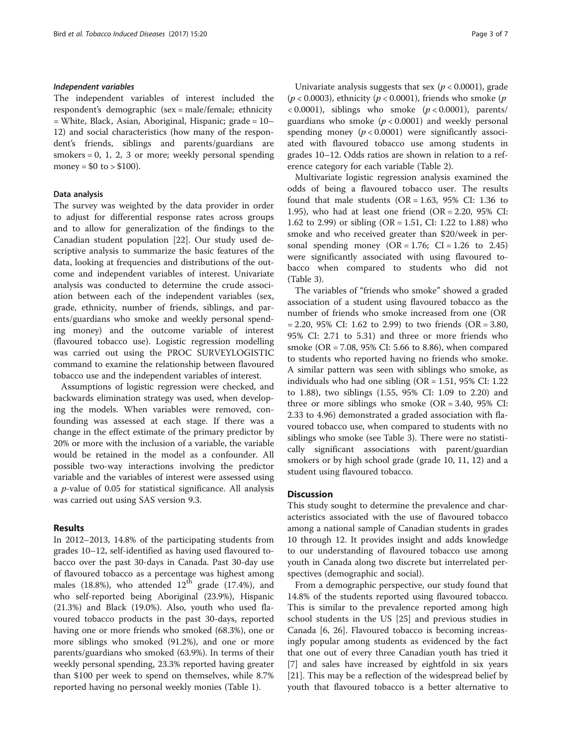#### *Independent variables*

The independent variables of interest included the respondent's demographic (sex = male/female; ethnicity = White, Black, Asian, Aboriginal, Hispanic; grade = 10–12) and social characteristics (how many of the respondent's friends, siblings and parents/guardians are smokers = 0, 1, 2, 3 or more; weekly personal spending money = \$0 to > \$100).

### Data analysis

The survey was weighted by the data provider in order to adjust for differential response rates across groups and to allow for generalization of the findings to the Canadian student population [22]. Our study used descriptive analysis to summarize the basic features of the data, looking at frequencies and distributions of the outcome and independent variables of interest. Univariate analysis was conducted to determine the crude association between each of the independent variables (sex, grade, ethnicity, number of friends, siblings, and parents/guardians who smoke and weekly personal spending money) and the outcome variable of interest (flavoured tobacco use). Logistic regression modelling was carried out using the PROC SURVEYLOGISTIC command to examine the relationship between flavoured tobacco use and the independent variables of interest.

Assumptions of logistic regression were checked, and backwards elimination strategy was used, when developing the models. When variables were removed, confounding was assessed at each stage. If there was a change in the effect estimate of the primary predictor by 20% or more with the inclusion of a variable, the variable would be retained in the model as a confounder. All possible two-way interactions involving the predictor variable and the variables of interest were assessed using a *p*-value of 0.05 for statistical significance. All analysis was carried out using SAS version 9.3.

## Results

In 2012–2013, 14.8% of the participating students from grades 10–12, self-identified as having used flavoured tobacco over the past 30-days in Canada. Past 30-day use of flavoured tobacco as a percentage was highest among males (18.8%), who attended 12th grade (17.4%), and who self-reported being Aboriginal (23.9%), Hispanic (21.3%) and Black (19.0%). Also, youth who used flavoured tobacco products in the past 30-days, reported having one or more friends who smoked (68.3%), one or more siblings who smoked (91.2%), and one or more parents/guardians who smoked (63.9%). In terms of their weekly personal spending, 23.3% reported having greater than \$100 per week to spend on themselves, while 8.7% reported having no personal weekly monies (Table 1).

Univariate analysis suggests that sex ($p < 0.0001$), grade ($p < 0.0003$), ethnicity ($p < 0.0001$), friends who smoke ($p < 0.0001$), siblings who smoke ($p < 0.0001$), parents/guardians who smoke ($p < 0.0001$) and weekly personal spending money ($p < 0.0001$) were significantly associated with flavoured tobacco use among students in grades 10–12. Odds ratios are shown in relation to a reference category for each variable (Table 2).

Multivariate logistic regression analysis examined the odds of being a flavoured tobacco user. The results found that male students (OR = 1.63, 95% CI: 1.36 to 1.95), who had at least one friend (OR = 2.20, 95% CI: 1.62 to 2.99) or sibling (OR = 1.51, CI: 1.22 to 1.88) who smoke and who received greater than \$20/week in personal spending money (OR = 1.76; CI = 1.26 to 2.45) were significantly associated with using flavoured tobacco when compared to students who did not (Table 3).

The variables of "friends who smoke" showed a graded association of a student using flavoured tobacco as the number of friends who smoke increased from one (OR = 2.20, 95% CI: 1.62 to 2.99) to two friends (OR = 3.80, 95% CI: 2.71 to 5.31) and three or more friends who smoke (OR = 7.08, 95% CI: 5.66 to 8.86), when compared to students who reported having no friends who smoke. A similar pattern was seen with siblings who smoke, as individuals who had one sibling (OR = 1.51, 95% CI: 1.22 to 1.88), two siblings (1.55, 95% CI: 1.09 to 2.20) and three or more siblings who smoke (OR = 3.40, 95% CI: 2.33 to 4.96) demonstrated a graded association with flavoured tobacco use, when compared to students with no siblings who smoke (see Table 3). There were no statistically significant associations with parent/guardian smokers or by high school grade (grade 10, 11, 12) and a student using flavoured tobacco.

## Discussion

This study sought to determine the prevalence and characteristics associated with the use of flavoured tobacco among a national sample of Canadian students in grades 10 through 12. It provides insight and adds knowledge to our understanding of flavoured tobacco use among youth in Canada along two discrete but interrelated perspectives (demographic and social).

From a demographic perspective, our study found that 14.8% of the students reported using flavoured tobacco. This is similar to the prevalence reported among high school students in the US [25] and previous studies in Canada [6, 26]. Flavoured tobacco is becoming increasingly popular among students as evidenced by the fact that one out of every three Canadian youth has tried it [7] and sales have increased by eightfold in six years [21]. This may be a reflection of the widespread belief by youth that flavoured tobacco is a better alternative to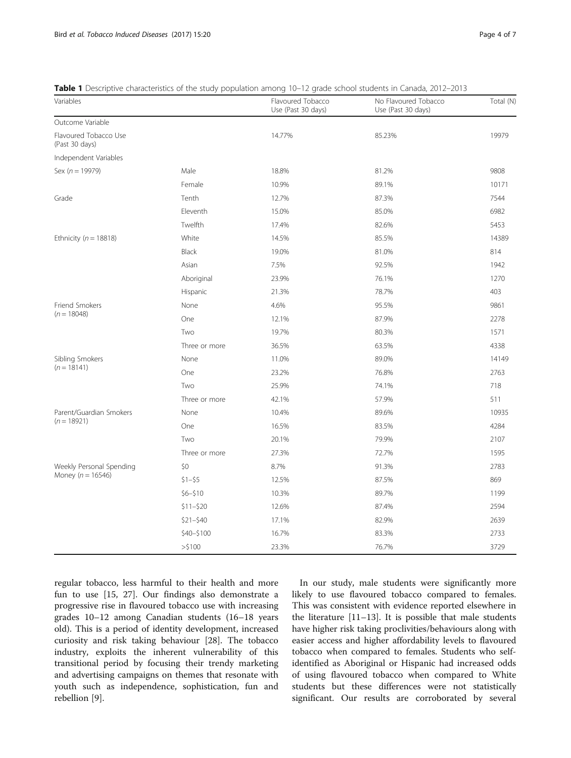**Table 1** Descriptive characteristics of the study population among 10–12 grade school students in Canada, 2012–2013

| Variables | | Flavoured Tobacco Use (Past 30 days) | No Flavoured Tobacco Use (Past 30 days) | Total (N) |
|---|---|---|---|---|
| Outcome Variable | | | | |
| Flavoured Tobacco Use (Past 30 days) | | 14.77% | 85.23% | 19979 |
| Independent Variables | | | | |
| Sex (*n* = 19979) | Male | 18.8% | 81.2% | 9808 |
| | Female | 10.9% | 89.1% | 10171 |
| Grade | Tenth | 12.7% | 87.3% | 7544 |
| | Eleventh | 15.0% | 85.0% | 6982 |
| | Twelfth | 17.4% | 82.6% | 5453 |
| Ethnicity (*n* = 18818) | White | 14.5% | 85.5% | 14389 |
| | Black | 19.0% | 81.0% | 814 |
| | Asian | 7.5% | 92.5% | 1942 |
| | Aboriginal | 23.9% | 76.1% | 1270 |
| | Hispanic | 21.3% | 78.7% | 403 |
| Friend Smokers (*n* = 18048) | None | 4.6% | 95.5% | 9861 |
| | One | 12.1% | 87.9% | 2278 |
| | Two | 19.7% | 80.3% | 1571 |
| | Three or more | 36.5% | 63.5% | 4338 |
| Sibling Smokers (*n* = 18141) | None | 11.0% | 89.0% | 14149 |
| | One | 23.2% | 76.8% | 2763 |
| | Two | 25.9% | 74.1% | 718 |
| | Three or more | 42.1% | 57.9% | 511 |
| Parent/Guardian Smokers (*n* = 18921) | None | 10.4% | 89.6% | 10935 |
| | One | 16.5% | 83.5% | 4284 |
| | Two | 20.1% | 79.9% | 2107 |
| | Three or more | 27.3% | 72.7% | 1595 |
| Weekly Personal Spending Money (*n* = 16546) | $0 | 8.7% | 91.3% | 2783 |
| | $1–$5 | 12.5% | 87.5% | 869 |
| | $6–$10 | 10.3% | 89.7% | 1199 |
| | $11–$20 | 12.6% | 87.4% | 2594 |
| | $21–$40 | 17.1% | 82.9% | 2639 |
| | $40–$100 | 16.7% | 83.3% | 2733 |
| | >$100 | 23.3% | 76.7% | 3729 |

regular tobacco, less harmful to their health and more fun to use [15, 27]. Our findings also demonstrate a progressive rise in flavoured tobacco use with increasing grades 10–12 among Canadian students (16–18 years old). This is a period of identity development, increased curiosity and risk taking behaviour [28]. The tobacco industry, exploits the inherent vulnerability of this transitional period by focusing their trendy marketing and advertising campaigns on themes that resonate with youth such as independence, sophistication, fun and rebellion [9].

In our study, male students were significantly more likely to use flavoured tobacco compared to females. This was consistent with evidence reported elsewhere in the literature [11–13]. It is possible that male students have higher risk taking proclivities/behaviours along with easier access and higher affordability levels to flavoured tobacco when compared to females. Students who self-identified as Aboriginal or Hispanic had increased odds of using flavoured tobacco when compared to White students but these differences were not statistically significant. Our results are corroborated by several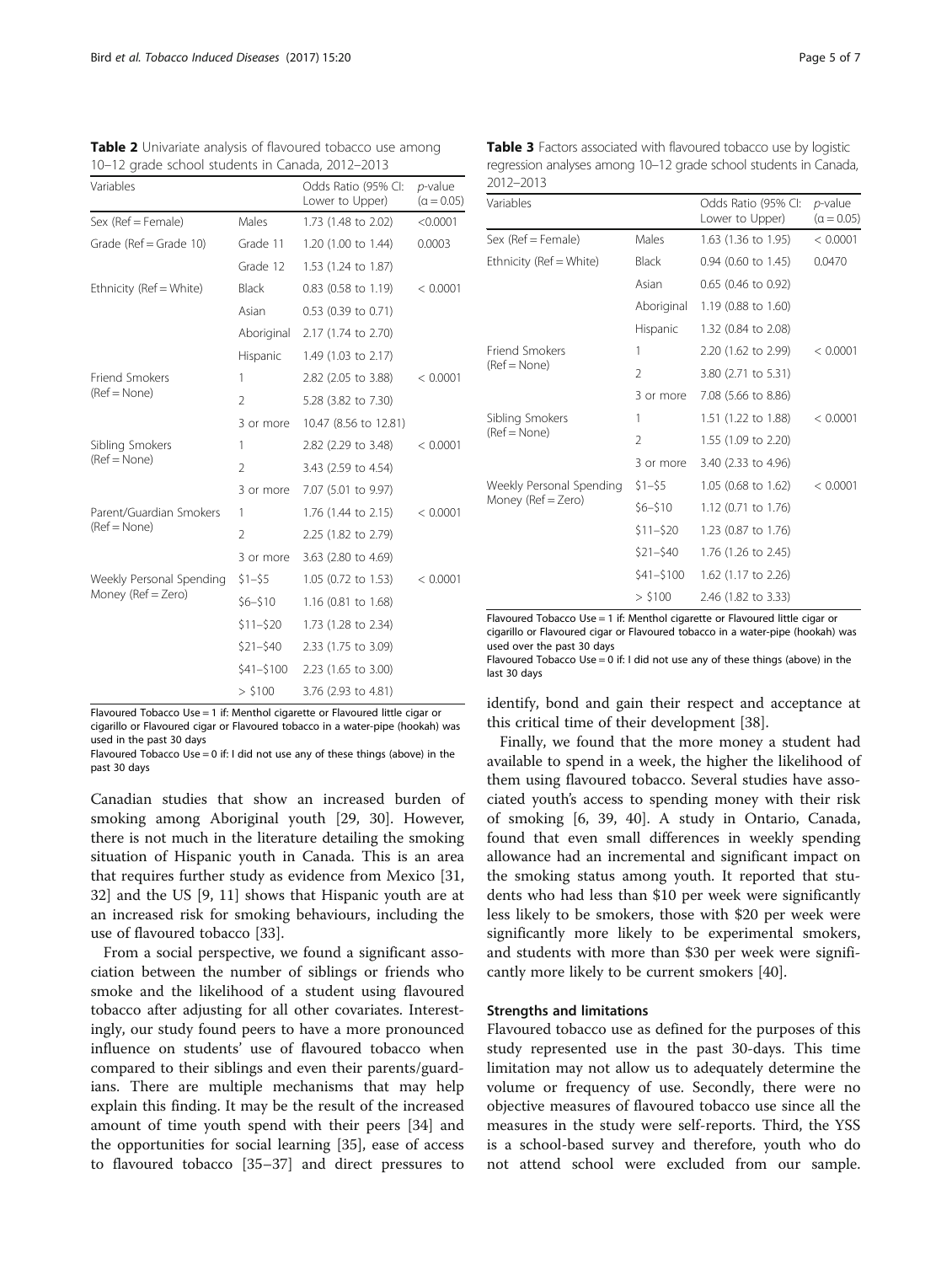**Table 2** Univariate analysis of flavoured tobacco use among 10–12 grade school students in Canada, 2012–2013

| Variables | | Odds Ratio (95% CI: Lower to Upper) | p-value (α = 0.05) |
|---|---|---|---|
| Sex (Ref = Female) | Males | 1.73 (1.48 to 2.02) | <0.0001 |
| Grade (Ref = Grade 10) | Grade 11 | 1.20 (1.00 to 1.44) | 0.0003 |
| | Grade 12 | 1.53 (1.24 to 1.87) | |
| Ethnicity (Ref = White) | Black | 0.83 (0.58 to 1.19) | < 0.0001 |
| | Asian | 0.53 (0.39 to 0.71) | |
| | Aboriginal | 2.17 (1.74 to 2.70) | |
| | Hispanic | 1.49 (1.03 to 2.17) | |
| Friend Smokers (Ref = None) | 1 | 2.82 (2.05 to 3.88) | < 0.0001 |
| | 2 | 5.28 (3.82 to 7.30) | |
| | 3 or more | 10.47 (8.56 to 12.81) | |
| Sibling Smokers (Ref = None) | 1 | 2.82 (2.29 to 3.48) | < 0.0001 |
| | 2 | 3.43 (2.59 to 4.54) | |
| | 3 or more | 7.07 (5.01 to 9.97) | |
| Parent/Guardian Smokers (Ref = None) | 1 | 1.76 (1.44 to 2.15) | < 0.0001 |
| | 2 | 2.25 (1.82 to 2.79) | |
| | 3 or more | 3.63 (2.80 to 4.69) | |
| Weekly Personal Spending Money (Ref = Zero) | $1–$5 | 1.05 (0.72 to 1.53) | < 0.0001 |
| | $6–$10 | 1.16 (0.81 to 1.68) | |
| | $11–$20 | 1.73 (1.28 to 2.34) | |
| | $21–$40 | 2.33 (1.75 to 3.09) | |
| | $41–$100 | 2.23 (1.65 to 3.00) | |
| | > $100 | 3.76 (2.93 to 4.81) | |

Flavoured Tobacco Use = 1 if: Menthol cigarette or Flavoured little cigar or cigarillo or Flavoured cigar or Flavoured tobacco in a water-pipe (hookah) was used in the past 30 days
Flavoured Tobacco Use = 0 if: I did not use any of these things (above) in the past 30 days

**Table 3** Factors associated with flavoured tobacco use by logistic regression analyses among 10–12 grade school students in Canada, 2012–2013

| Variables | | Odds Ratio (95% CI: Lower to Upper) | p-value (α = 0.05) |
|---|---|---|---|
| Sex (Ref = Female) | Males | 1.63 (1.36 to 1.95) | < 0.0001 |
| Ethnicity (Ref = White) | Black | 0.94 (0.60 to 1.45) | 0.0470 |
| | Asian | 0.65 (0.46 to 0.92) | |
| | Aboriginal | 1.19 (0.88 to 1.60) | |
| | Hispanic | 1.32 (0.84 to 2.08) | |
| Friend Smokers (Ref = None) | 1 | 2.20 (1.62 to 2.99) | < 0.0001 |
| | 2 | 3.80 (2.71 to 5.31) | |
| | 3 or more | 7.08 (5.66 to 8.86) | |
| Sibling Smokers (Ref = None) | 1 | 1.51 (1.22 to 1.88) | < 0.0001 |
| | 2 | 1.55 (1.09 to 2.20) | |
| | 3 or more | 3.40 (2.33 to 4.96) | |
| Weekly Personal Spending Money (Ref = Zero) | $1–$5 | 1.05 (0.68 to 1.62) | < 0.0001 |
| | $6–$10 | 1.12 (0.71 to 1.76) | |
| | $11–$20 | 1.23 (0.87 to 1.76) | |
| | $21–$40 | 1.76 (1.26 to 2.45) | |
| | $41–$100 | 1.62 (1.17 to 2.26) | |
| | > $100 | 2.46 (1.82 to 3.33) | |

Flavoured Tobacco Use = 1 if: Menthol cigarette or Flavoured little cigar or cigarillo or Flavoured cigar or Flavoured tobacco in a water-pipe (hookah) was used over the past 30 days
Flavoured Tobacco Use = 0 if: I did not use any of these things (above) in the last 30 days

Canadian studies that show an increased burden of smoking among Aboriginal youth [29, 30]. However, there is not much in the literature detailing the smoking situation of Hispanic youth in Canada. This is an area that requires further study as evidence from Mexico [31, 32] and the US [9, 11] shows that Hispanic youth are at an increased risk for smoking behaviours, including the use of flavoured tobacco [33].

From a social perspective, we found a significant association between the number of siblings or friends who smoke and the likelihood of a student using flavoured tobacco after adjusting for all other covariates. Interestingly, our study found peers to have a more pronounced influence on students' use of flavoured tobacco when compared to their siblings and even their parents/guardians. There are multiple mechanisms that may help explain this finding. It may be the result of the increased amount of time youth spend with their peers [34] and the opportunities for social learning [35], ease of access to flavoured tobacco [35–37] and direct pressures to identify, bond and gain their respect and acceptance at this critical time of their development [38].

Finally, we found that the more money a student had available to spend in a week, the higher the likelihood of them using flavoured tobacco. Several studies have associated youth's access to spending money with their risk of smoking [6, 39, 40]. A study in Ontario, Canada, found that even small differences in weekly spending allowance had an incremental and significant impact on the smoking status among youth. It reported that students who had less than $10 per week were significantly less likely to be smokers, those with $20 per week were significantly more likely to be experimental smokers, and students with more than $30 per week were significantly more likely to be current smokers [40].

### Strengths and limitations

Flavoured tobacco use as defined for the purposes of this study represented use in the past 30-days. This time limitation may not allow us to adequately determine the volume or frequency of use. Secondly, there were no objective measures of flavoured tobacco use since all the measures in the study were self-reports. Third, the YSS is a school-based survey and therefore, youth who do not attend school were excluded from our sample.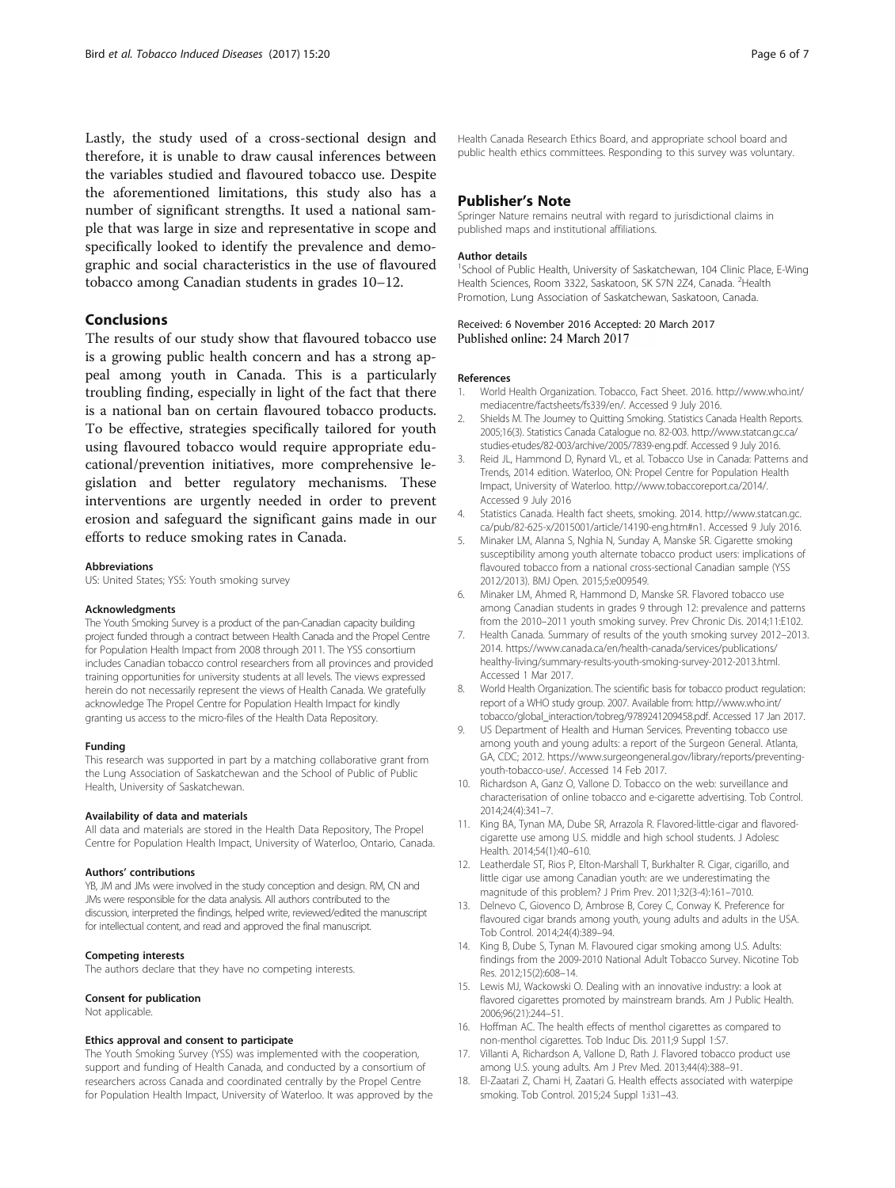Lastly, the study used of a cross-sectional design and therefore, it is unable to draw causal inferences between the variables studied and flavoured tobacco use. Despite the aforementioned limitations, this study also has a number of significant strengths. It used a national sample that was large in size and representative in scope and specifically looked to identify the prevalence and demographic and social characteristics in the use of flavoured tobacco among Canadian students in grades 10–12.

## Conclusions

The results of our study show that flavoured tobacco use is a growing public health concern and has a strong appeal among youth in Canada. This is a particularly troubling finding, especially in light of the fact that there is a national ban on certain flavoured tobacco products. To be effective, strategies specifically tailored for youth using flavoured tobacco would require appropriate educational/prevention initiatives, more comprehensive legislation and better regulatory mechanisms. These interventions are urgently needed in order to prevent erosion and safeguard the significant gains made in our efforts to reduce smoking rates in Canada.

#### Abbreviations

US: United States; YSS: Youth smoking survey

#### Acknowledgments

The Youth Smoking Survey is a product of the pan-Canadian capacity building project funded through a contract between Health Canada and the Propel Centre for Population Health Impact from 2008 through 2011. The YSS consortium includes Canadian tobacco control researchers from all provinces and provided training opportunities for university students at all levels. The views expressed herein do not necessarily represent the views of Health Canada. We gratefully acknowledge The Propel Centre for Population Health Impact for kindly granting us access to the micro-files of the Health Data Repository.

#### Funding

This research was supported in part by a matching collaborative grant from the Lung Association of Saskatchewan and the School of Public of Public Health, University of Saskatchewan.

#### Availability of data and materials

All data and materials are stored in the Health Data Repository, The Propel Centre for Population Health Impact, University of Waterloo, Ontario, Canada.

#### Authors' contributions

YB, JM and JMs were involved in the study conception and design. RM, CN and JMs were responsible for the data analysis. All authors contributed to the discussion, interpreted the findings, helped write, reviewed/edited the manuscript for intellectual content, and read and approved the final manuscript.

#### Competing interests

The authors declare that they have no competing interests.

#### Consent for publication

Not applicable.

#### Ethics approval and consent to participate

The Youth Smoking Survey (YSS) was implemented with the cooperation, support and funding of Health Canada, and conducted by a consortium of researchers across Canada and coordinated centrally by the Propel Centre for Population Health Impact, University of Waterloo. It was approved by the Health Canada Research Ethics Board, and appropriate school board and public health ethics committees. Responding to this survey was voluntary.

## Publisher's Note

Springer Nature remains neutral with regard to jurisdictional claims in published maps and institutional affiliations.

#### Author details

[1]School of Public Health, University of Saskatchewan, 104 Clinic Place, E-Wing Health Sciences, Room 3322, Saskatoon, SK S7N 2Z4, Canada. [2]Health Promotion, Lung Association of Saskatchewan, Saskatoon, Canada.

Received: 6 November 2016 Accepted: 20 March 2017
Published online: 24 March 2017

#### References

1. World Health Organization. Tobacco, Fact Sheet. 2016. http://www.who.int/mediacentre/factsheets/fs339/en/. Accessed 9 July 2016.
2. Shields M. The Journey to Quitting Smoking. Statistics Canada Health Reports. 2005;16(3). Statistics Canada Catalogue no. 82-003. http://www.statcan.gc.ca/studies-etudes/82-003/archive/2005/7839-eng.pdf. Accessed 9 July 2016.
3. Reid JL, Hammond D, Rynard VL, et al. Tobacco Use in Canada: Patterns and Trends, 2014 edition. Waterloo, ON: Propel Centre for Population Health Impact, University of Waterloo. http://www.tobaccoreport.ca/2014/. Accessed 9 July 2016
4. Statistics Canada. Health fact sheets, smoking. 2014. http://www.statcan.gc.ca/pub/82-625-x/2015001/article/14190-eng.htm#n1. Accessed 9 July 2016.
5. Minaker LM, Alanna S, Nghia N, Sunday A, Manske SR. Cigarette smoking susceptibility among youth alternate tobacco product users: implications of flavoured tobacco from a national cross-sectional Canadian sample (YSS 2012/2013). BMJ Open. 2015;5:e009549.
6. Minaker LM, Ahmed R, Hammond D, Manske SR. Flavored tobacco use among Canadian students in grades 9 through 12: prevalence and patterns from the 2010–2011 youth smoking survey. Prev Chronic Dis. 2014;11:E102.
7. Health Canada. Summary of results of the youth smoking survey 2012–2013. 2014. https://www.canada.ca/en/health-canada/services/publications/healthy-living/summary-results-youth-smoking-survey-2012-2013.html. Accessed 1 Mar 2017.
8. World Health Organization. The scientific basis for tobacco product regulation: report of a WHO study group. 2007. Available from: http://www.who.int/tobacco/global_interaction/tobreg/9789241209458.pdf. Accessed 17 Jan 2017.
9. US Department of Health and Human Services. Preventing tobacco use among youth and young adults: a report of the Surgeon General. Atlanta, GA, CDC; 2012. https://www.surgeongeneral.gov/library/reports/preventing-youth-tobacco-use/. Accessed 14 Feb 2017.
10. Richardson A, Ganz O, Vallone D. Tobacco on the web: surveillance and characterisation of online tobacco and e-cigarette advertising. Tob Control. 2014;24(4):341–7.
11. King BA, Tynan MA, Dube SR, Arrazola R. Flavored-little-cigar and flavored-cigarette use among U.S. middle and high school students. J Adolesc Health. 2014;54(1):40–610.
12. Leatherdale ST, Rios P, Elton-Marshall T, Burkhalter R. Cigar, cigarillo, and little cigar use among Canadian youth: are we underestimating the magnitude of this problem? J Prim Prev. 2011;32(3-4):161–7010.
13. Delnevo C, Giovenco D, Ambrose B, Corey C, Conway K. Preference for flavoured cigar brands among youth, young adults and adults in the USA. Tob Control. 2014;24(4):389–94.
14. King B, Dube S, Tynan M. Flavoured cigar smoking among U.S. Adults: findings from the 2009-2010 National Adult Tobacco Survey. Nicotine Tob Res. 2012;15(2):608–14.
15. Lewis MJ, Wackowski O. Dealing with an innovative industry: a look at flavored cigarettes promoted by mainstream brands. Am J Public Health. 2006;96(21):244–51.
16. Hoffman AC. The health effects of menthol cigarettes as compared to non-menthol cigarettes. Tob Induc Dis. 2011;9 Suppl 1:S7.
17. Villanti A, Richardson A, Vallone D, Rath J. Flavored tobacco product use among U.S. young adults. Am J Prev Med. 2013;44(4):388–91.
18. El-Zaatari Z, Chami H, Zaatari G. Health effects associated with waterpipe smoking. Tob Control. 2015;24 Suppl 1:i31–43.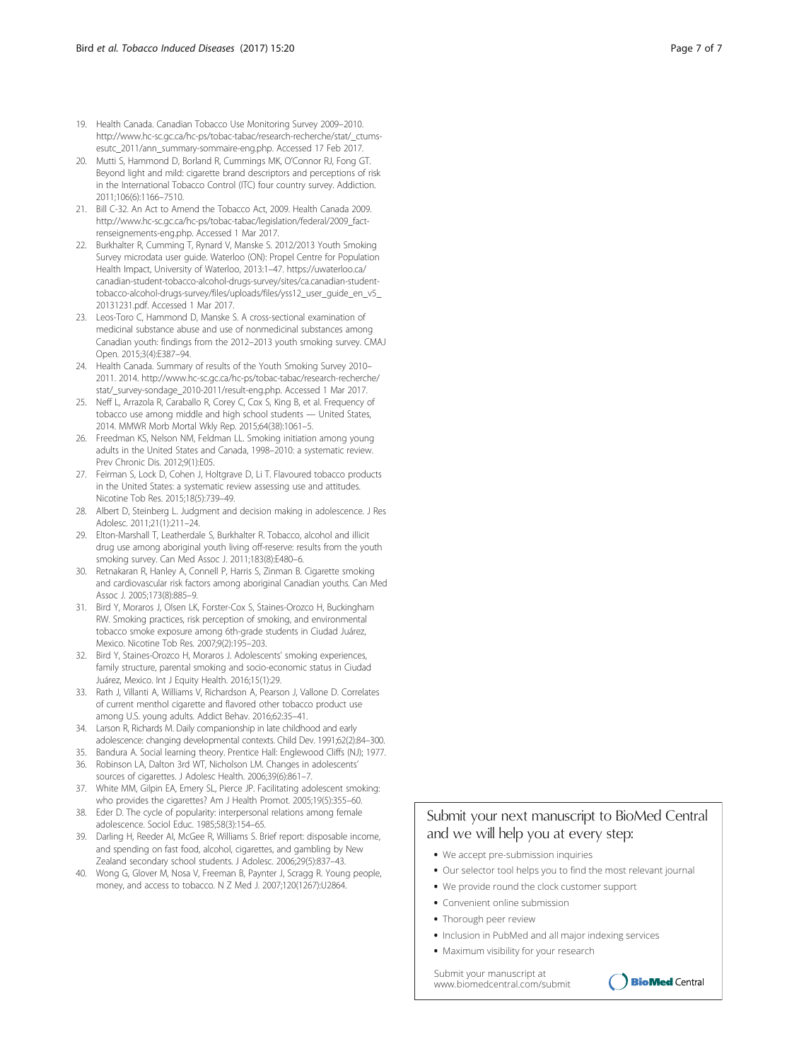19. Health Canada. Canadian Tobacco Use Monitoring Survey 2009–2010. http://www.hc-sc.gc.ca/hc-ps/tobac-tabac/research-recherche/stat/_ctums-esutc_2011/ann_summary-sommaire-eng.php. Accessed 17 Feb 2017.
20. Mutti S, Hammond D, Borland R, Cummings MK, O'Connor RJ, Fong GT. Beyond light and mild: cigarette brand descriptors and perceptions of risk in the International Tobacco Control (ITC) four country survey. Addiction. 2011;106(6):1166–7510.
21. Bill C-32. An Act to Amend the Tobacco Act, 2009. Health Canada 2009. http://www.hc-sc.gc.ca/hc-ps/tobac-tabac/legislation/federal/2009_fact-renseignements-eng.php. Accessed 1 Mar 2017.
22. Burkhalter R, Cumming T, Rynard V, Manske S. 2012/2013 Youth Smoking Survey microdata user guide. Waterloo (ON): Propel Centre for Population Health Impact, University of Waterloo, 2013:1–47. https://uwaterloo.ca/canadian-student-tobacco-alcohol-drugs-survey/sites/ca.canadian-student-tobacco-alcohol-drugs-survey/files/uploads/files/yss12_user_guide_en_v5_20131231.pdf. Accessed 1 Mar 2017.
23. Leos-Toro C, Hammond D, Manske S. A cross-sectional examination of medicinal substance abuse and use of nonmedicinal substances among Canadian youth: findings from the 2012–2013 youth smoking survey. CMAJ Open. 2015;3(4):E387–94.
24. Health Canada. Summary of results of the Youth Smoking Survey 2010–2011. 2014. http://www.hc-sc.gc.ca/hc-ps/tobac-tabac/research-recherche/stat/_survey-sondage_2010-2011/result-eng.php. Accessed 1 Mar 2017.
25. Neff L, Arrazola R, Caraballo R, Corey C, Cox S, King B, et al. Frequency of tobacco use among middle and high school students — United States, 2014. MMWR Morb Mortal Wkly Rep. 2015;64(38):1061–5.
26. Freedman KS, Nelson NM, Feldman LL. Smoking initiation among young adults in the United States and Canada, 1998–2010: a systematic review. Prev Chronic Dis. 2012;9(1):E05.
27. Feirman S, Lock D, Cohen J, Holtgrave D, Li T. Flavoured tobacco products in the United States: a systematic review assessing use and attitudes. Nicotine Tob Res. 2015;18(5):739–49.
28. Albert D, Steinberg L. Judgment and decision making in adolescence. J Res Adolesc. 2011;21(1):211–24.
29. Elton-Marshall T, Leatherdale S, Burkhalter R. Tobacco, alcohol and illicit drug use among aboriginal youth living off-reserve: results from the youth smoking survey. Can Med Assoc J. 2011;183(8):E480–6.
30. Retnakaran R, Hanley A, Connell P, Harris S, Zinman B. Cigarette smoking and cardiovascular risk factors among aboriginal Canadian youths. Can Med Assoc J. 2005;173(8):885–9.
31. Bird Y, Moraros J, Olsen LK, Forster-Cox S, Staines-Orozco H, Buckingham RW. Smoking practices, risk perception of smoking, and environmental tobacco smoke exposure among 6th-grade students in Ciudad Juárez, Mexico. Nicotine Tob Res. 2007;9(2):195–203.
32. Bird Y, Staines-Orozco H, Moraros J. Adolescents' smoking experiences, family structure, parental smoking and socio-economic status in Ciudad Juárez, Mexico. Int J Equity Health. 2016;15(1):29.
33. Rath J, Villanti A, Williams V, Richardson A, Pearson J, Vallone D. Correlates of current menthol cigarette and flavored other tobacco product use among U.S. young adults. Addict Behav. 2016;62:35–41.
34. Larson R, Richards M. Daily companionship in late childhood and early adolescence: changing developmental contexts. Child Dev. 1991;62(2):84–300.
35. Bandura A. Social learning theory. Prentice Hall: Englewood Cliffs (NJ); 1977.
36. Robinson LA, Dalton 3rd WT, Nicholson LM. Changes in adolescents' sources of cigarettes. J Adolesc Health. 2006;39(6):861–7.
37. White MM, Gilpin EA, Emery SL, Pierce JP. Facilitating adolescent smoking: who provides the cigarettes? Am J Health Promot. 2005;19(5):355–60.
38. Eder D. The cycle of popularity: interpersonal relations among female adolescence. Sociol Educ. 1985;58(3):154–65.
39. Darling H, Reeder AI, McGee R, Williams S. Brief report: disposable income, and spending on fast food, alcohol, cigarettes, and gambling by New Zealand secondary school students. J Adolesc. 2006;29(5):837–43.
40. Wong G, Glover M, Nosa V, Freeman B, Paynter J, Scragg R. Young people, money, and access to tobacco. N Z Med J. 2007;120(1267):U2864.

Submit your next manuscript to BioMed Central and we will help you at every step:

- We accept pre-submission inquiries
- Our selector tool helps you to find the most relevant journal
- We provide round the clock customer support
- Convenient online submission
- Thorough peer review
- Inclusion in PubMed and all major indexing services
- Maximum visibility for your research

Submit your manuscript at www.biomedcentral.com/submit

BioMed Central